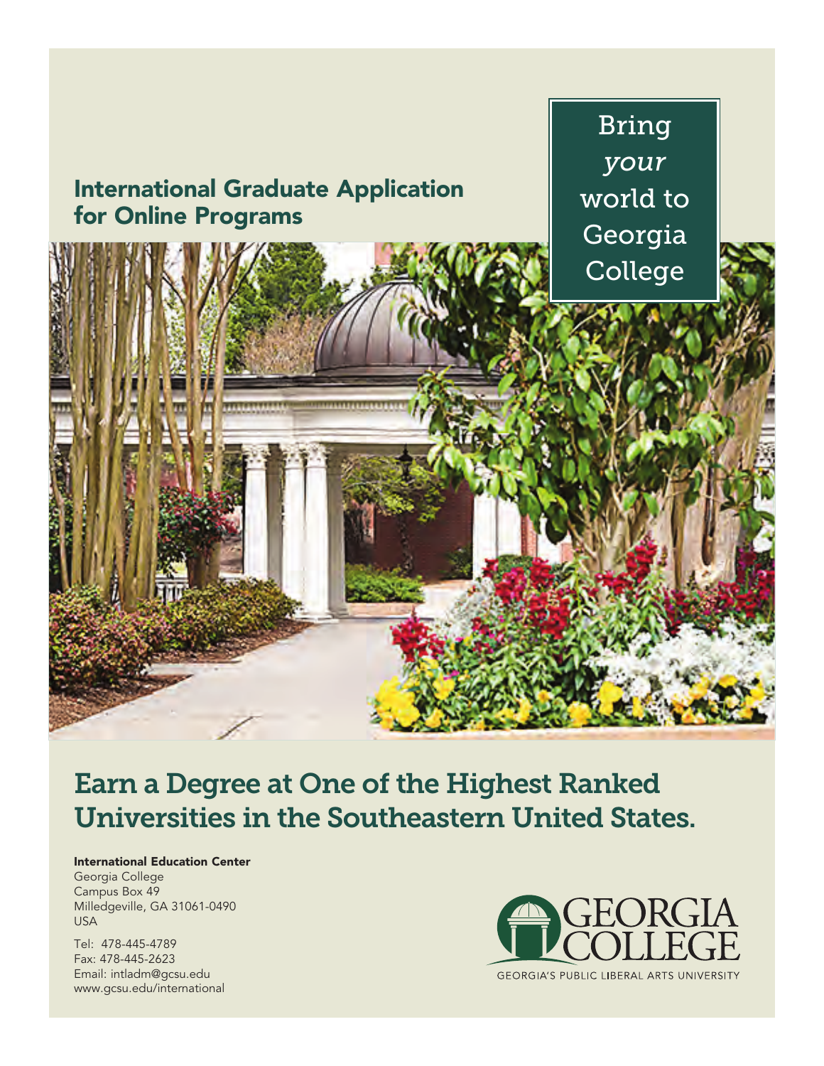# International Graduate Application for Online Programs

Bring *your* world to Georgia College

## Earn a Degree at One of the Highest Ranked Universities in the Southeastern United States.

**International Education Center**
Georgia College
Campus Box 49
Milledgeville, GA 31061-0490
USA

Tel: 478-445-4789
Fax: 478-445-2623
Email: intladm@gcsu.edu
www.gcsu.edu/international

GEORGIA COLLEGE
GEORGIA'S PUBLIC LIBERAL ARTS UNIVERSITY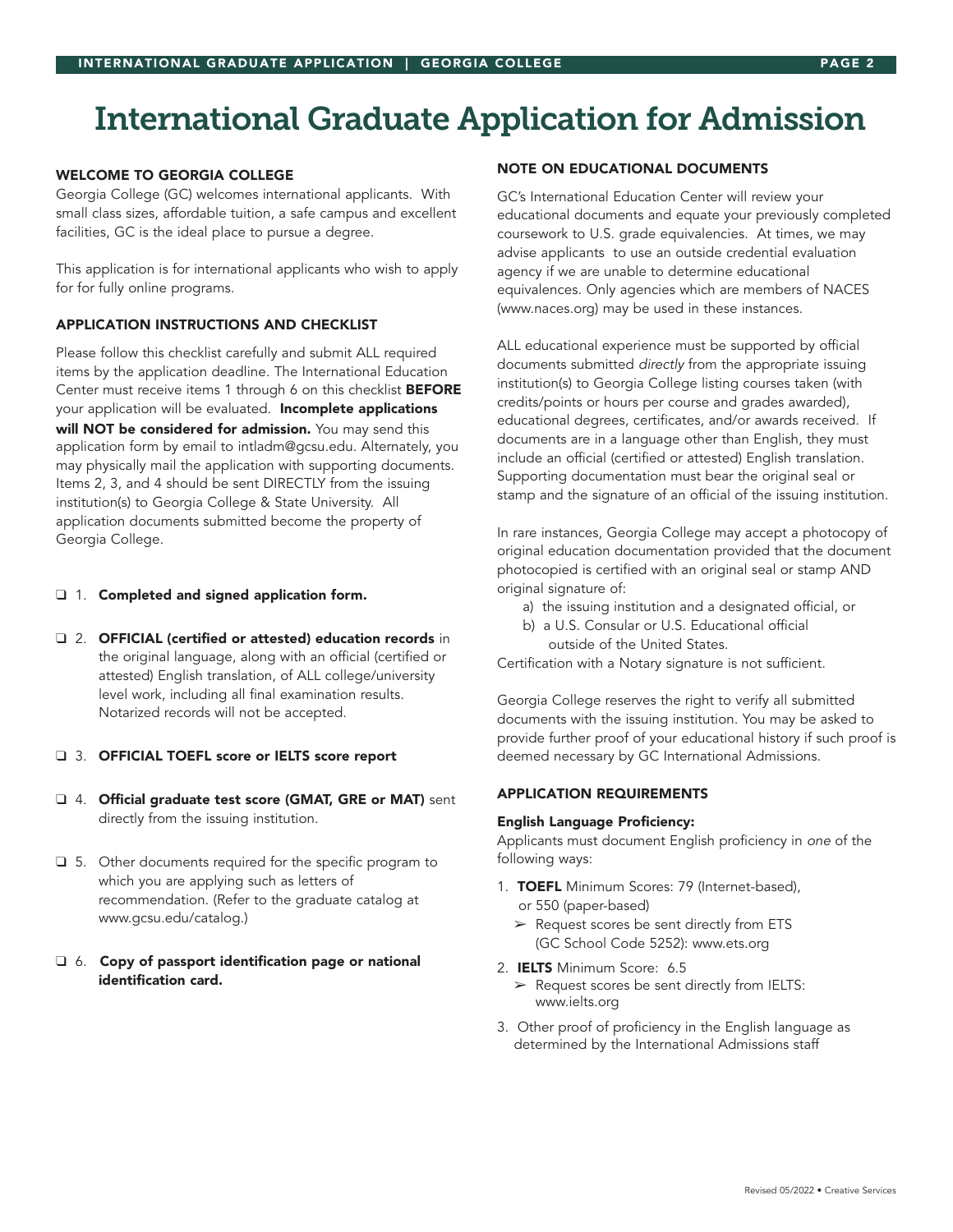# International Graduate Application for Admission

### WELCOME TO GEORGIA COLLEGE

Georgia College (GC) welcomes international applicants. With small class sizes, affordable tuition, a safe campus and excellent facilities, GC is the ideal place to pursue a degree.

This application is for international applicants who wish to apply for for fully online programs.

### APPLICATION INSTRUCTIONS AND CHECKLIST

Please follow this checklist carefully and submit ALL required items by the application deadline. The International Education Center must receive items 1 through 6 on this checklist **BEFORE** your application will be evaluated. **Incomplete applications will NOT be considered for admission.** You may send this application form by email to intladm@gcsu.edu. Alternately, you may physically mail the application with supporting documents. Items 2, 3, and 4 should be sent DIRECTLY from the issuing institution(s) to Georgia College & State University. All application documents submitted become the property of Georgia College.

- ❑ 1. **Completed and signed application form.**
- ❑ 2. **OFFICIAL (certified or attested) education records** in the original language, along with an official (certified or attested) English translation, of ALL college/university level work, including all final examination results. Notarized records will not be accepted.
- ❑ 3. **OFFICIAL TOEFL score or IELTS score report**
- ❑ 4. **Official graduate test score (GMAT, GRE or MAT)** sent directly from the issuing institution.
- ❑ 5. Other documents required for the specific program to which you are applying such as letters of recommendation. (Refer to the graduate catalog at www.gcsu.edu/catalog.)
- ❑ 6. **Copy of passport identification page or national identification card.**

### NOTE ON EDUCATIONAL DOCUMENTS

GC's International Education Center will review your educational documents and equate your previously completed coursework to U.S. grade equivalencies. At times, we may advise applicants to use an outside credential evaluation agency if we are unable to determine educational equivalences. Only agencies which are members of NACES (www.naces.org) may be used in these instances.

ALL educational experience must be supported by official documents submitted *directly* from the appropriate issuing institution(s) to Georgia College listing courses taken (with credits/points or hours per course and grades awarded), educational degrees, certificates, and/or awards received. If documents are in a language other than English, they must include an official (certified or attested) English translation. Supporting documentation must bear the original seal or stamp and the signature of an official of the issuing institution.

In rare instances, Georgia College may accept a photocopy of original education documentation provided that the document photocopied is certified with an original seal or stamp AND original signature of:

a) the issuing institution and a designated official, or
b) a U.S. Consular or U.S. Educational official outside of the United States.

Certification with a Notary signature is not sufficient.

Georgia College reserves the right to verify all submitted documents with the issuing institution. You may be asked to provide further proof of your educational history if such proof is deemed necessary by GC International Admissions.

### APPLICATION REQUIREMENTS

**English Language Proficiency:**

Applicants must document English proficiency in *one* of the following ways:

1. **TOEFL** Minimum Scores: 79 (Internet-based), or 550 (paper-based)
   - ➢ Request scores be sent directly from ETS (GC School Code 5252): www.ets.org
2. **IELTS** Minimum Score: 6.5
   - ➢ Request scores be sent directly from IELTS: www.ielts.org
3. Other proof of proficiency in the English language as determined by the International Admissions staff

Revised 05/2022 • Creative Services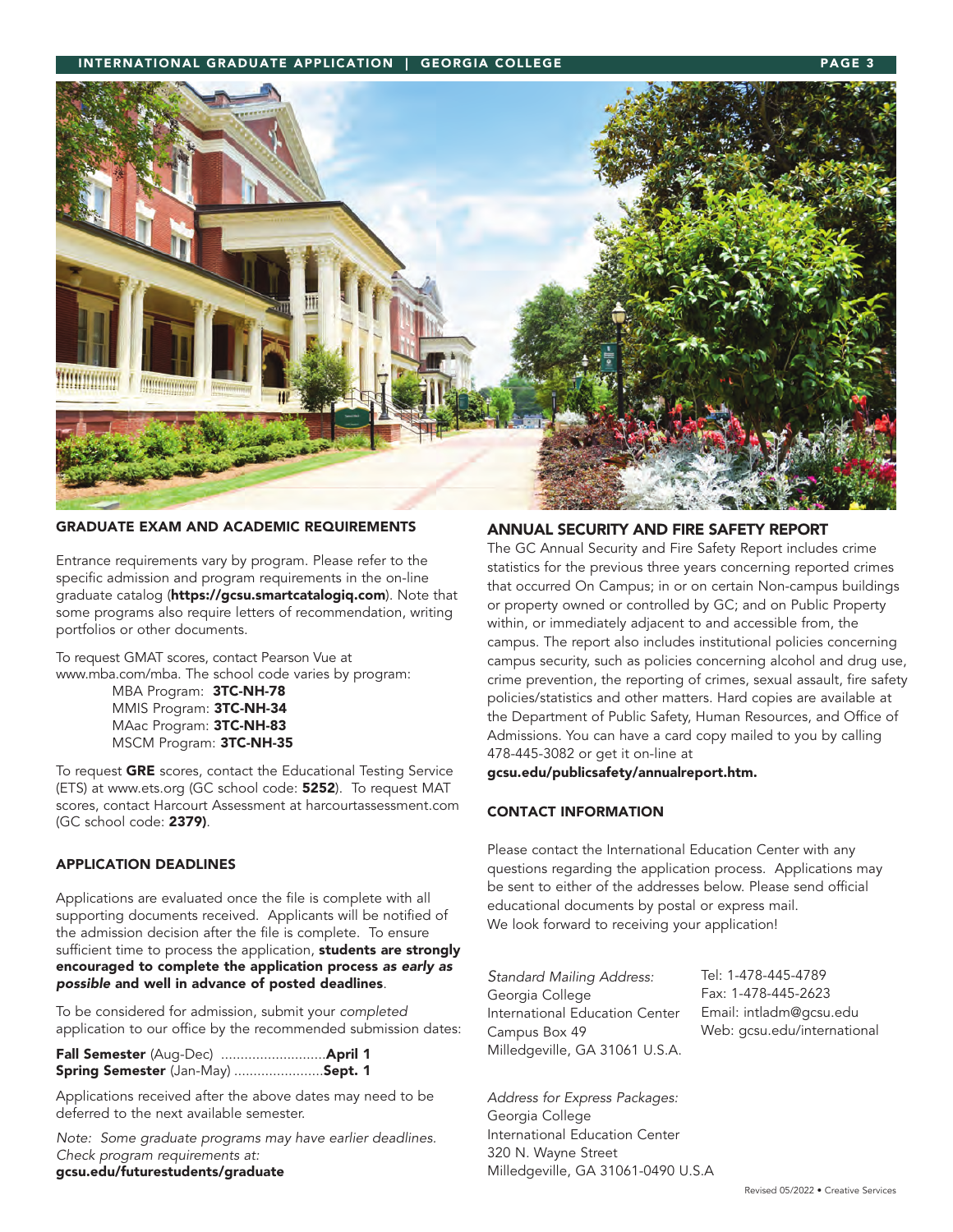## GRADUATE EXAM AND ACADEMIC REQUIREMENTS

Entrance requirements vary by program. Please refer to the specific admission and program requirements in the on-line graduate catalog (**https://gcsu.smartcatalogiq.com**). Note that some programs also require letters of recommendation, writing portfolios or other documents.

To request GMAT scores, contact Pearson Vue at www.mba.com/mba. The school code varies by program:

MBA Program: **3TC-NH-78**
MMIS Program: **3TC-NH-34**
MAac Program: **3TC-NH-83**
MSCM Program: **3TC-NH-35**

To request **GRE** scores, contact the Educational Testing Service (ETS) at www.ets.org (GC school code: **5252**). To request MAT scores, contact Harcourt Assessment at harcourtassessment.com (GC school code: **2379)**.

## APPLICATION DEADLINES

Applications are evaluated once the file is complete with all supporting documents received. Applicants will be notified of the admission decision after the file is complete. To ensure sufficient time to process the application, **students are strongly encouraged to complete the application process *as early as possible* and well in advance of posted deadlines**.

To be considered for admission, submit your *completed* application to our office by the recommended submission dates:

**Fall Semester** (Aug-Dec) ...........................**April 1**
**Spring Semester** (Jan-May) .......................**Sept. 1**

Applications received after the above dates may need to be deferred to the next available semester.

*Note: Some graduate programs may have earlier deadlines. Check program requirements at:*
**gcsu.edu/futurestudents/graduate**

## ANNUAL SECURITY AND FIRE SAFETY REPORT

The GC Annual Security and Fire Safety Report includes crime statistics for the previous three years concerning reported crimes that occurred On Campus; in or on certain Non-campus buildings or property owned or controlled by GC; and on Public Property within, or immediately adjacent to and accessible from, the campus. The report also includes institutional policies concerning campus security, such as policies concerning alcohol and drug use, crime prevention, the reporting of crimes, sexual assault, fire safety policies/statistics and other matters. Hard copies are available at the Department of Public Safety, Human Resources, and Office of Admissions. You can have a card copy mailed to you by calling 478-445-3082 or get it on-line at
**gcsu.edu/publicsafety/annualreport.htm.**

## CONTACT INFORMATION

Please contact the International Education Center with any questions regarding the application process. Applications may be sent to either of the addresses below. Please send official educational documents by postal or express mail.
We look forward to receiving your application!

*Standard Mailing Address:*
Georgia College
International Education Center
Campus Box 49
Milledgeville, GA 31061 U.S.A.

Tel: 1-478-445-4789
Fax: 1-478-445-2623
Email: intladm@gcsu.edu
Web: gcsu.edu/international

*Address for Express Packages:*
Georgia College
International Education Center
320 N. Wayne Street
Milledgeville, GA 31061-0490 U.S.A

Revised 05/2022 • Creative Services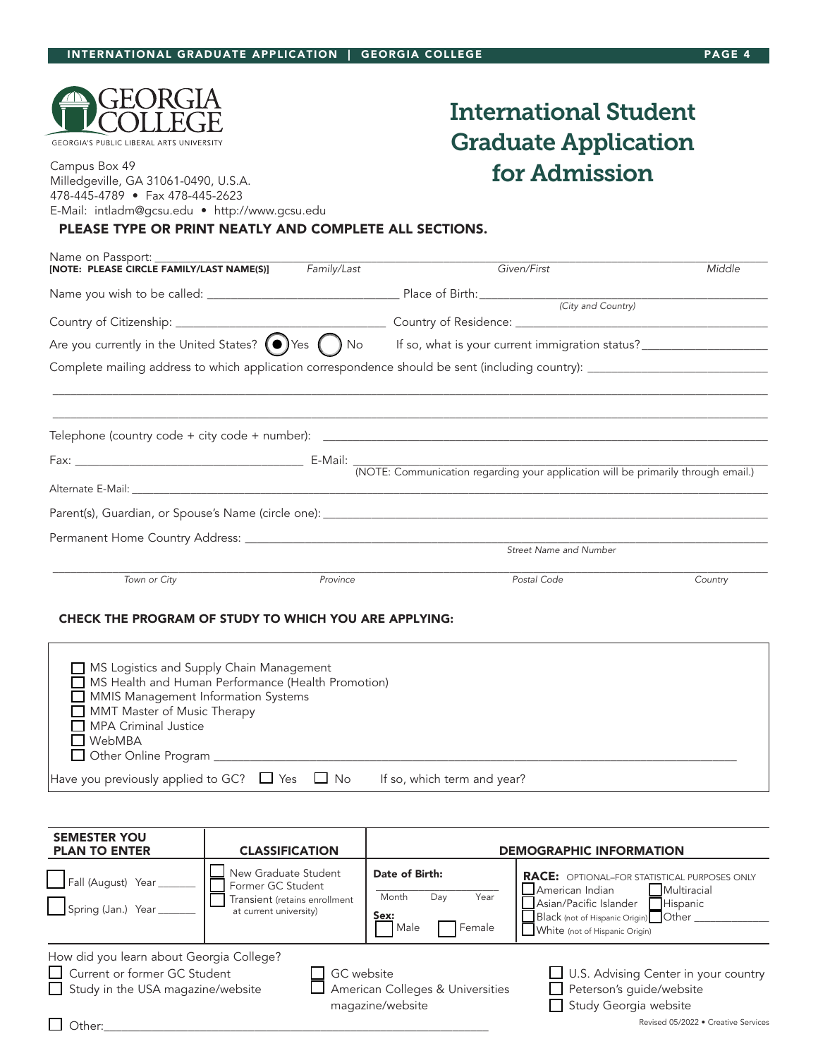GEORGIA COLLEGE
GEORGIA'S PUBLIC LIBERAL ARTS UNIVERSITY

Campus Box 49
Milledgeville, GA 31061-0490, U.S.A.
478-445-4789 • Fax 478-445-2623
E-Mail: intladm@gcsu.edu • http://www.gcsu.edu

# International Student Graduate Application for Admission

**PLEASE TYPE OR PRINT NEATLY AND COMPLETE ALL SECTIONS.**

Name on Passport: ______________________________________________________________
**[NOTE: PLEASE CIRCLE FAMILY/LAST NAME(S)]** *Family/Last* *Given/First* *Middle*

Name you wish to be called: ______________________ Place of Birth: ______________________
*(City and Country)*

Country of Citizenship: ______________________ Country of Residence: ______________________

Are you currently in the United States? (●) Yes ( ) No If so, what is your current immigration status? ______________

Complete mailing address to which application correspondence should be sent (including country): ______________________

______________________________________________________________

______________________________________________________________

Telephone (country code + city code + number): ______________________________________

Fax: ______________________ E-Mail: ______________________
(NOTE: Communication regarding your application will be primarily through email.)

Alternate E-Mail: ______________________________________________________________

Parent(s), Guardian, or Spouse's Name (circle one): ______________________________________

Permanent Home Country Address: ______________________________________
*Street Name and Number*

______________________________________________________________
*Town or City* *Province* *Postal Code* *Country*

## CHECK THE PROGRAM OF STUDY TO WHICH YOU ARE APPLYING:

- ☐ MS Logistics and Supply Chain Management
- ☐ MS Health and Human Performance (Health Promotion)
- ☐ MMIS Management Information Systems
- ☐ MMT Master of Music Therapy
- ☐ MPA Criminal Justice
- ☐ WebMBA
- ☐ Other Online Program ______________________________________

Have you previously applied to GC? ☐ Yes ☐ No If so, which term and year?

| SEMESTER YOU PLAN TO ENTER | CLASSIFICATION | DEMOGRAPHIC INFORMATION | |
|---|---|---|---|
| ☐ Fall (August) Year _______ ☐ Spring (Jan.) Year _______ | ☐ New Graduate Student ☐ Former GC Student ☐ Transient (retains enrollment at current university) | **Date of Birth:** ____________ Month Day Year **Sex:** ☐ Male ☐ Female | **RACE:** OPTIONAL–FOR STATISTICAL PURPOSES ONLY ☐ American Indian ☐ Multiracial ☐ Asian/Pacific Islander ☐ Hispanic ☐ Black (not of Hispanic Origin) ☐ Other _______ ☐ White (not of Hispanic Origin) |

How did you learn about Georgia College?

- ☐ Current or former GC Student
- ☐ Study in the USA magazine/website
- ☐ GC website
- ☐ American Colleges & Universities magazine/website
- ☐ U.S. Advising Center in your country
- ☐ Peterson's guide/website
- ☐ Study Georgia website
- ☐ Other: ______________________________________

Revised 05/2022 • Creative Services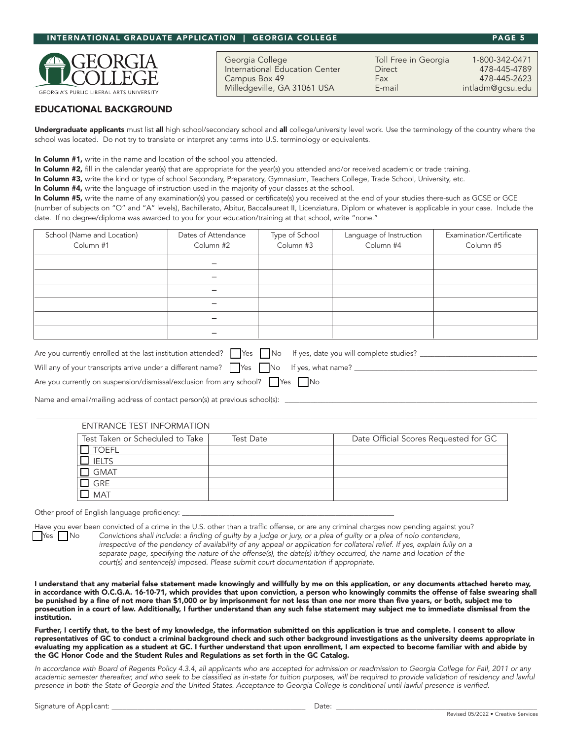Georgia College
International Education Center
Campus Box 49
Milledgeville, GA 31061 USA

| | |
|---|---|
| Toll Free in Georgia | 1-800-342-0471 |
| Direct | 478-445-4789 |
| Fax | 478-445-2623 |
| E-mail | intladm@gcsu.edu |

## EDUCATIONAL BACKGROUND

**Undergraduate applicants** must list **all** high school/secondary school and **all** college/university level work. Use the terminology of the country where the school was located. Do not try to translate or interpret any terms into U.S. terminology or equivalents.

**In Column #1,** write in the name and location of the school you attended.
**In Column #2,** fill in the calendar year(s) that are appropriate for the year(s) you attended and/or received academic or trade training.
**In Column #3,** write the kind or type of school Secondary, Preparatory, Gymnasium, Teachers College, Trade School, University, etc.
**In Column #4,** write the language of instruction used in the majority of your classes at the school.
**In Column #5,** write the name of any examination(s) you passed or certificate(s) you received at the end of your studies there-such as GCSE or GCE (number of subjects on "O" and "A" levels), Bachillerato, Abitur, Baccalaureat II, Licenziatura, Diplom or whatever is applicable in your case. Include the date. If no degree/diploma was awarded to you for your education/training at that school, write "none."

| School (Name and Location) Column #1 | Dates of Attendance Column #2 | Type of School Column #3 | Language of Instruction Column #4 | Examination/Certificate Column #5 |
|---|---|---|---|---|
| | – | | | |
| | – | | | |
| | – | | | |
| | – | | | |
| | – | | | |
| | – | | | |

Are you currently enrolled at the last institution attended? ☐ Yes ☐ No If yes, date you will complete studies? ______________

Will any of your transcripts arrive under a different name? ☐ Yes ☐ No If yes, what name? ______________

Are you currently on suspension/dismissal/exclusion from any school? ☐ Yes ☐ No

Name and email/mailing address of contact person(s) at previous school(s): ______________

ENTRANCE TEST INFORMATION

| Test Taken or Scheduled to Take | Test Date | Date Official Scores Requested for GC |
|---|---|---|
| ☐ TOEFL | | |
| ☐ IELTS | | |
| ☐ GMAT | | |
| ☐ GRE | | |
| ☐ MAT | | |

Other proof of English language proficiency: ______________

Have you ever been convicted of a crime in the U.S. other than a traffic offense, or are any criminal charges now pending against you?
☐ Yes ☐ No *Convictions shall include: a finding of guilty by a judge or jury, or a plea of guilty or a plea of nolo contendere, irrespective of the pendency of availability of any appeal or application for collateral relief. If yes, explain fully on a separate page, specifying the nature of the offense(s), the date(s) it/they occurred, the name and location of the court(s) and sentence(s) imposed. Please submit court documentation if appropriate.*

**I understand that any material false statement made knowingly and willfully by me on this application, or any documents attached hereto may, in accordance with O.C.G.A. 16-10-71, which provides that upon conviction, a person who knowingly commits the offense of false swearing shall be punished by a fine of not more than $1,000 or by imprisonment for not less than one nor more than five years, or both, subject me to prosecution in a court of law. Additionally, I further understand than any such false statement may subject me to immediate dismissal from the institution.**

**Further, I certify that, to the best of my knowledge, the information submitted on this application is true and complete. I consent to allow representatives of GC to conduct a criminal background check and such other background investigations as the university deems appropriate in evaluating my application as a student at GC. I further understand that upon enrollment, I am expected to become familiar with and abide by the GC Honor Code and the Student Rules and Regulations as set forth in the GC Catalog.**

*In accordance with Board of Regents Policy 4.3.4, all applicants who are accepted for admission or readmission to Georgia College for Fall, 2011 or any academic semester thereafter, and who seek to be classified as in-state for tuition purposes, will be required to provide validation of residency and lawful presence in both the State of Georgia and the United States. Acceptance to Georgia College is conditional until lawful presence is verified.*

Signature of Applicant: ______________ Date: ______________

Revised 05/2022 • Creative Services